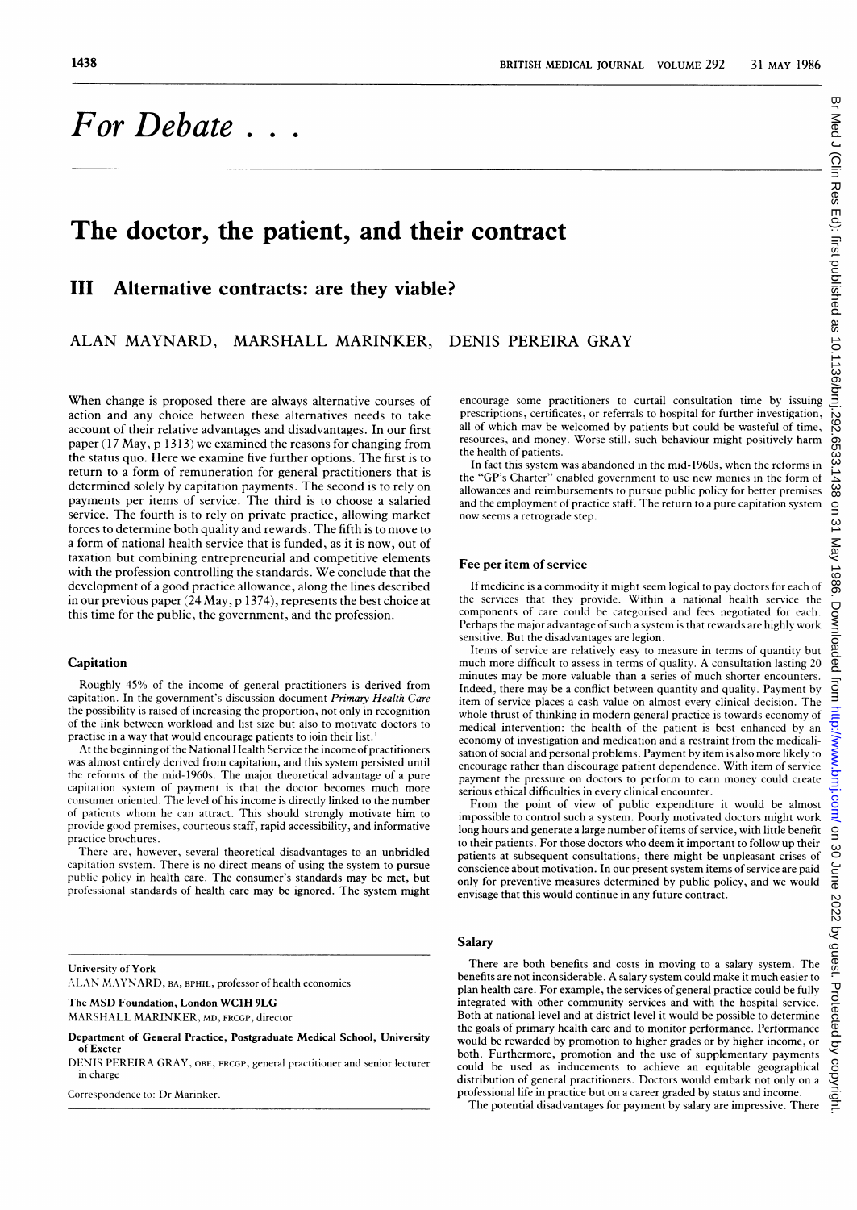# *For Debate . . .*

## The doctor, the patient, and their contract

### III Alternative contracts: are they viable?

ALAN MAYNARD, MARSHALL MARINKER, DENIS PEREIRA GRAY

When change is proposed there are always alternative courses of action and any choice between these alternatives needs to take account of their relative advantages and disadvantages. In our first paper (17 May, p 1313) we examined the reasons for changing from the status quo. Here we examine five further options. The first is to return to a form of remuneration for general practitioners that is determined solely by capitation payments. The second is to rely on payments per items of service. The third is to choose a salaried service. The fourth is to rely on private practice, allowing market forces to determine both quality and rewards. The fifth is to move to a form of national health service that is funded, as it is now, out of taxation but combining entrepreneurial and competitive elements with the profession controlling the standards. We conclude that the development of a good practice allowance, along the lines described in our previous paper (24 May, p 1374), represents the best choice at this time for the public, the government, and the profession.

### Capitation

Roughly 45% of the income of general practitioners is derived from capitation. In the government's discussion document *Primary Health Care* the possibility is raised of increasing the proportion, not only in recognition of the link between workload and list size but also to motivate doctors to practise in a way that would encourage patients to join their list.[1]

At the beginning of the National Health Service the income of practitioners was almost entirely derived from capitation, and this system persisted until the reforms of the mid-1960s. The major theoretical advantage of a pure capitation system of payment is that the doctor becomes much more consumer oriented. The level of his income is directly linked to the number of patients whom he can attract. This should strongly motivate him to provide good premises, courteous staff, rapid accessibility, and informative practice brochures.

There are, however, several theoretical disadvantages to an unbridled capitation system. There is no direct means of using the system to pursue public policy in health care. The consumer's standards may be met, but professional standards of health care may be ignored. The system might encourage some practitioners to curtail consultation time by issuing prescriptions, certificates, or referrals to hospital for further investigation, all of which may be welcomed by patients but could be wasteful of time, resources, and money. Worse still, such behaviour might positively harm the health of patients.

In fact this system was abandoned in the mid-1960s, when the reforms in the "GP's Charter" enabled government to use new monies in the form of allowances and reimbursements to pursue public policy for better premises and the employment of practice staff. The return to a pure capitation system now seems a retrograde step.

### Fee per item of service

If medicine is a commodity it might seem logical to pay doctors for each of the services that they provide. Within a national health service the components of care could be categorised and fees negotiated for each. Perhaps the major advantage of such a system is that rewards are highly work sensitive. But the disadvantages are legion.

Items of service are relatively easy to measure in terms of quantity but much more difficult to assess in terms of quality. A consultation lasting 20 minutes may be more valuable than a series of much shorter encounters. Indeed, there may be a conflict between quantity and quality. Payment by item of service places a cash value on almost every clinical decision. The whole thrust of thinking in modern general practice is towards economy of medical intervention: the health of the patient is best enhanced by an economy of investigation and medication and a restraint from the medicalisation of social and personal problems. Payment by item is also more likely to encourage rather than discourage patient dependence. With item of service payment the pressure on doctors to perform to earn money could create serious ethical difficulties in every clinical encounter.

From the point of view of public expenditure it would be almost impossible to control such a system. Poorly motivated doctors might work long hours and generate a large number of items of service, with little benefit to their patients. For those doctors who deem it important to follow up their patients at subsequent consultations, there might be unpleasant crises of conscience about motivation. In our present system items of service are paid only for preventive measures determined by public policy, and we would envisage that this would continue in any future contract.

### Salary

There are both benefits and costs in moving to a salary system. The benefits are not inconsiderable. A salary system could make it much easier to plan health care. For example, the services of general practice could be fully integrated with other community services and with the hospital service. Both at national level and at district level it would be possible to determine the goals of primary health care and to monitor performance. Performance would be rewarded by promotion to higher grades or by higher income, or both. Furthermore, promotion and the use of supplementary payments could be used as inducements to achieve an equitable geographical distribution of general practitioners. Doctors would embark not only on a professional life in practice but on a career graded by status and income.

The potential disadvantages for payment by salary are impressive. There

---

University of York
ALAN MAYNARD, BA, BPHIL, professor of health economics

The MSD Foundation, London WC1H 9LG
MARSHALL MARINKER, MD, FRCGP, director

Department of General Practice, Postgraduate Medical School, University of Exeter
DENIS PEREIRA GRAY, OBE, FRCGP, general practitioner and senior lecturer in charge

Correspondence to: Dr Marinker.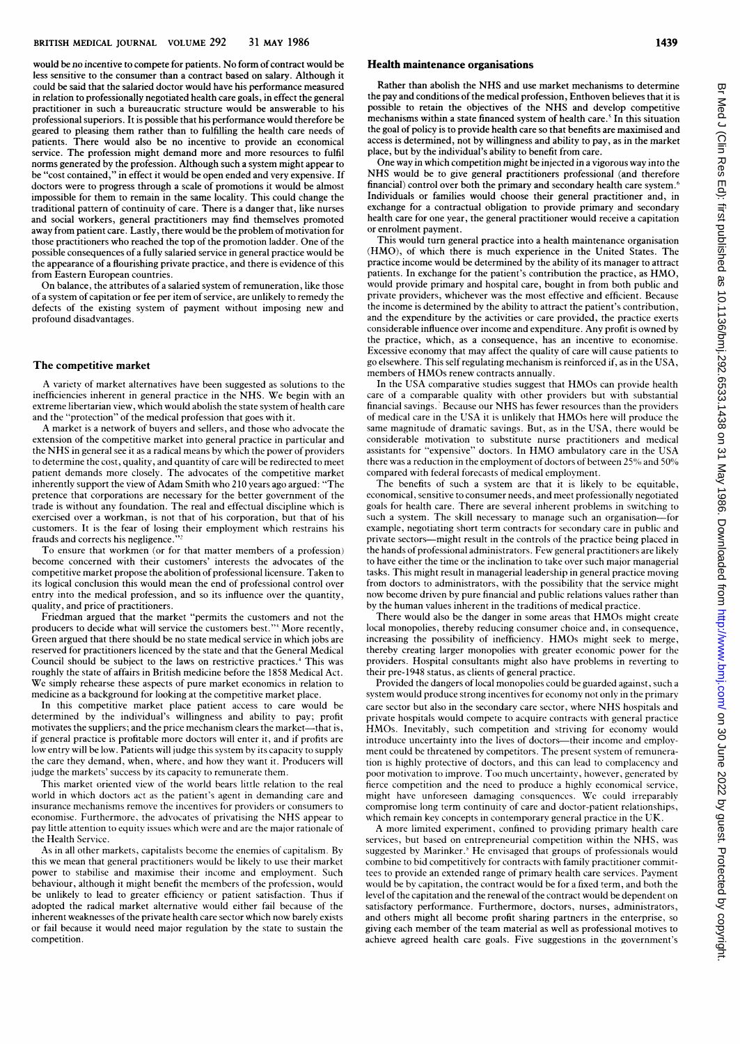would be no incentive to compete for patients. No form of contract would be less sensitive to the consumer than a contract based on salary. Although it could be said that the salaried doctor would have his performance measured in relation to professionally negotiated health care goals, in effect the general practitioner in such a bureaucratic structure would be answerable to his professional superiors. It is possible that his performance would therefore be geared to pleasing them rather than to fulfilling the health care needs of patients. There would also be no incentive to provide an economical service. The profession might demand more and more resources to fulfil norms generated by the profession. Although such a system might appear to be "cost contained," in effect it would be open ended and very expensive. If doctors were to progress through a scale of promotions it would be almost impossible for them to remain in the same locality. This could change the traditional pattern of continuity of care. There is a danger that, like nurses and social workers, general practitioners may find themselves promoted away from patient care. Lastly, there would be the problem of motivation for those practitioners who reached the top of the promotion ladder. One of the possible consequences of a fully salaried service in general practice would be the appearance of a flourishing private practice, and there is evidence of this from Eastern European countries.

On balance, the attributes of a salaried system of remuneration, like those of a system of capitation or fee per item of service, are unlikely to remedy the defects of the existing system of payment without imposing new and profound disadvantages.

## The competitive market

A variety of market alternatives have been suggested as solutions to the inefficiencies inherent in general practice in the NHS. We begin with an extreme libertarian view, which would abolish the state system of health care and the "protection" of the medical profession that goes with it.

A market is a network of buyers and sellers, and those who advocate the extension of the competitive market into general practice in particular and the NHS in general see it as a radical means by which the power of providers to determine the cost, quality, and quantity of care will be redirected to meet patient demands more closely. The advocates of the competitive market inherently support the view of Adam Smith who 210 years ago argued: "The pretence that corporations are necessary for the better government of the trade is without any foundation. The real and effectual discipline which is exercised over a workman, is not that of his corporation, but that of his customers. It is the fear of losing their employment which restrains his frauds and corrects his negligence."[2]

To ensure that workmen (or for that matter members of a profession) become concerned with their customers' interests the advocates of the competitive market propose the abolition of professional licensure. Taken to its logical conclusion this would mean the end of professional control over entry into the medical profession, and so its influence over the quantity, quality, and price of practitioners.

Friedman argued that the market "permits the customers and not the producers to decide what will service the customers best."[3] More recently, Green argued that there should be no state medical service in which jobs are reserved for practitioners licenced by the state and that the General Medical Council should be subject to the laws on restrictive practices.[4] This was roughly the state of affairs in British medicine before the 1858 Medical Act. We simply rehearse these aspects of pure market economics in relation to medicine as a background for looking at the competitive market place.

In this competitive market place patient access to care would be determined by the individual's willingness and ability to pay; profit motivates the suppliers; and the price mechanism clears the market—that is, if general practice is profitable more doctors will enter it, and if profits are low entry will be low. Patients will judge this system by its capacity to supply the care they demand, when, where, and how they want it. Producers will judge the markets' success by its capacity to remunerate them.

This market oriented view of the world bears little relation to the real world in which doctors act as the patient's agent in demanding care and insurance mechanisms remove the incentives for providers or consumers to economise. Furthermore, the advocates of privatising the NHS appear to pay little attention to equity issues which were and are the major rationale of the Health Service.

As in all other markets, capitalists become the enemies of capitalism. By this we mean that general practitioners would be likely to use their market power to stabilise and maximise their income and employment. Such behaviour, although it might benefit the members of the profession, would be unlikely to lead to greater efficiency or patient satisfaction. Thus if adopted the radical market alternative would either fail because of the inherent weaknesses of the private health care sector which now barely exists or fail because it would need major regulation by the state to sustain the competition.

## Health maintenance organisations

Rather than abolish the NHS and use market mechanisms to determine the pay and conditions of the medical profession, Enthoven believes that it is possible to retain the objectives of the NHS and develop competitive mechanisms within a state financed system of health care.[5] In this situation the goal of policy is to provide health care so that benefits are maximised and access is determined, not by willingness and ability to pay, as in the market place, but by the individual's ability to benefit from care.

One way in which competition might be injected in a vigorous way into the NHS would be to give general practitioners professional (and therefore financial) control over both the primary and secondary health care system.[6] Individuals or families would choose their general practitioner and, in exchange for a contractual obligation to provide primary and secondary health care for one year, the general practitioner would receive a capitation or enrolment payment.

This would turn general practice into a health maintenance organisation (HMO), of which there is much experience in the United States. The practice income would be determined by the ability of its manager to attract patients. In exchange for the patient's contribution the practice, as HMO, would provide primary and hospital care, bought in from both public and private providers, whichever was the most effective and efficient. Because the income is determined by the ability to attract the patient's contribution, and the expenditure by the activities or care provided, the practice exerts considerable influence over income and expenditure. Any profit is owned by the practice, which, as a consequence, has an incentive to economise. Excessive economy that may affect the quality of care will cause patients to go elsewhere. This self regulating mechanism is reinforced if, as in the USA, members of HMOs renew contracts annually.

In the USA comparative studies suggest that HMOs can provide health care of a comparable quality with other providers but with substantial financial savings.[7] Because our NHS has fewer resources than the providers of medical care in the USA it is unlikely that HMOs here will produce the same magnitude of dramatic savings. But, as in the USA, there would be considerable motivation to substitute nurse practitioners and medical assistants for "expensive" doctors. In HMO ambulatory care in the USA there was a reduction in the employment of doctors of between 25% and 50% compared with federal forecasts of medical employment.

The benefits of such a system are that it is likely to be equitable, economical, sensitive to consumer needs, and meet professionally negotiated goals for health care. There are several inherent problems in switching to such a system. The skill necessary to manage such an organisation—for example, negotiating short term contracts for secondary care in public and private sectors—might result in the controls of the practice being placed in the hands of professional administrators. Few general practitioners are likely to have either the time or the inclination to take over such major managerial tasks. This might result in managerial leadership in general practice moving from doctors to administrators, with the possibility that the service might now become driven by pure financial and public relations values rather than by the human values inherent in the traditions of medical practice.

There would also be the danger in some areas that HMOs might create local monopolies, thereby reducing consumer choice and, in consequence, increasing the possibility of inefficiency. HMOs might seek to merge, thereby creating larger monopolies with greater economic power for the providers. Hospital consultants might also have problems in reverting to their pre-1948 status, as clients of general practice.

Provided the dangers of local monopolies could be guarded against, such a system would produce strong incentives for economy not only in the primary care sector but also in the secondary care sector, where NHS hospitals and private hospitals would compete to acquire contracts with general practice HMOs. Inevitably, such competition and striving for economy would introduce uncertainty into the lives of doctors—their income and employment could be threatened by competitors. The present system of remuneration is highly protective of doctors, and this can lead to complacency and poor motivation to improve. Too much uncertainty, however, generated by fierce competition and the need to produce a highly economical service, might have unforeseen damaging consquences. We could irreparably compromise long term continuity of care and doctor-patient relationships, which remain key concepts in contemporary general practice in the UK.

A more limited experiment, confined to providing primary health care services, but based on entrepreneurial competition within the NHS, was suggested by Marinker.[5] He envisaged that groups of professionals would combine to bid competitively for contracts with family practitioner committees to provide an extended range of primary health care services. Payment would be by capitation, the contract would be for a fixed term, and both the level of the capitation and the renewal of the contract would be dependent on satisfactory performance. Furthermore, doctors, nurses, administrators, and others might all become profit sharing partners in the enterprise, so giving each member of the team material as well as professional motives to achieve agreed health care goals. Five suggestions in the government's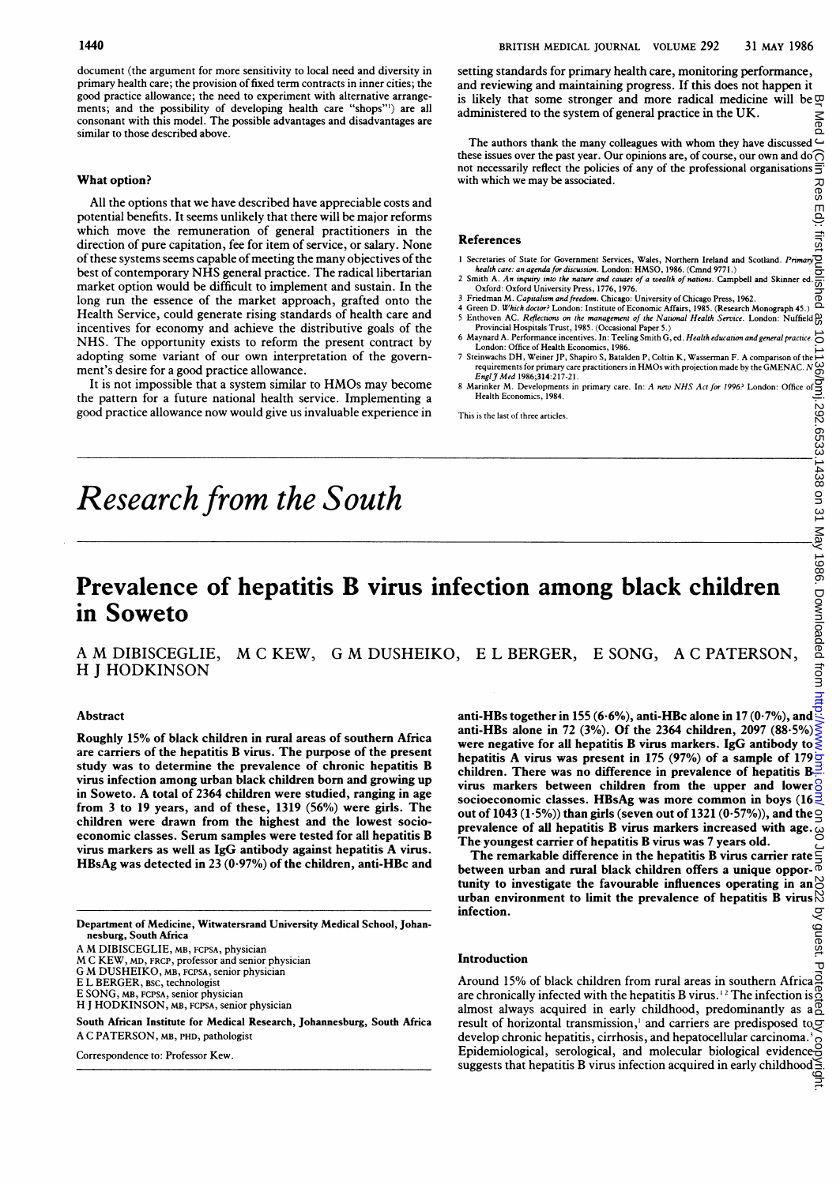document (the argument for more sensitivity to local need and diversity in primary health care; the provision of fixed term contracts in inner cities; the good practice allowance; the need to experiment with alternative arrangements; and the possibility of developing health care "shops"[1]) are all consonant with this model. The possible advantages and disadvantages are similar to those described above.

### What option?

All the options that we have described have appreciable costs and potential benefits. It seems unlikely that there will be major reforms which move the remuneration of general practitioners in the direction of pure capitation, fee for item of service, or salary. None of these systems seems capable of meeting the many objectives of the best of contemporary NHS general practice. The radical libertarian market option would be difficult to implement and sustain. In the long run the essence of the market approach, grafted onto the Health Service, could generate rising standards of health care and incentives for economy and achieve the distributive goals of the NHS. The opportunity exists to reform the present contract by adopting some variant of our own interpretation of the government's desire for a good practice allowance.

It is not impossible that a system similar to HMOs may become the pattern for a future national health service. Implementing a good practice allowance now would give us invaluable experience in setting standards for primary health care, monitoring performance, and reviewing and maintaining progress. If this does not happen it is likely that some stronger and more radical medicine will be administered to the system of general practice in the UK.

The authors thank the many colleagues with whom they have discussed these issues over the past year. Our opinions are, of course, our own and do not necessarily reflect the policies of any of the professional organisations with which we may be associated.

### References

1 Secretaries of State for Government Services, Wales, Northern Ireland and Scotland. *Primary health care: an agenda for discussion.* London: HMSO, 1986. (Cmnd 9771.)
2 Smith A. *An inquiry into the nature and causes of a wealth of nations.* Campbell and Skinner ed. Oxford: Oxford University Press, 1776, 1976.
3 Friedman M. *Capitalism and freedom.* Chicago: University of Chicago Press, 1962.
4 Green D. *Which doctor?* London: Institute of Economic Affairs, 1985. (Research Monograph 45.)
5 Enthoven AC. *Reflections on the management of the National Health Service.* London: Nuffield Provincial Hospitals Trust, 1985. (Occasional Paper 5.)
6 Maynard A. Performance incentives. In: Teeling Smith G, ed. *Health education and general practice.* London: Office of Health Economics, 1986.
7 Steinwachs DH, Weiner JP, Shapiro S, Batalden P, Coltin K, Wasserman F. A comparison of the requirements for primary care practitioners in HMOs with projection made by the GMENAC. *N Engl J Med* 1986;314:217-21.
8 Marinker M. Developments in primary care. In: *A new NHS Act for 1996?* London: Office of Health Economics, 1984.

This is the last of three articles.

# *Research from the South*

## Prevalence of hepatitis B virus infection among black children in Soweto

A M DIBISCEGLIE, M C KEW, G M DUSHEIKO, E L BERGER, E SONG, A C PATERSON, H J HODKINSON

### Abstract

**Roughly 15% of black children in rural areas of southern Africa are carriers of the hepatitis B virus. The purpose of the present study was to determine the prevalence of chronic hepatitis B virus infection among urban black children born and growing up in Soweto. A total of 2364 children were studied, ranging in age from 3 to 19 years, and of these, 1319 (56%) were girls. The children were drawn from the highest and the lowest socioeconomic classes. Serum samples were tested for all hepatitis B virus markers as well as IgG antibody against hepatitis A virus. HBsAg was detected in 23 (0·97%) of the children, anti-HBc and anti-HBs together in 155 (6·6%), anti-HBc alone in 17 (0·7%), and anti-HBs alone in 72 (3%). Of the 2364 children, 2097 (88·5%) were negative for all hepatitis B virus markers. IgG antibody to hepatitis A virus was present in 175 (97%) of a sample of 179 children. There was no difference in prevalence of hepatitis B virus markers between children from the upper and lower socioeconomic classes. HBsAg was more common in boys (16 out of 1043 (1·5%)) than girls (seven out of 1321 (0·57%)), and the prevalence of all hepatitis B virus markers increased with age. The youngest carrier of hepatitis B virus was 7 years old.**

**The remarkable difference in the hepatitis B virus carrier rate between urban and rural black children offers a unique opportunity to investigate the favourable influences operating in an urban environment to limit the prevalence of hepatitis B virus infection.**

Department of Medicine, Witwatersrand University Medical School, Johannesburg, South Africa
A M DIBISCEGLIE, MB, FCPSA, physician
M C KEW, MD, FRCP, professor and senior physician
G M DUSHEIKO, MB, FCPSA, senior physician
E L BERGER, BSC, technologist
E SONG, MB, FCPSA, senior physician
H J HODKINSON, MB, FCPSA, senior physician

South African Institute for Medical Research, Johannesburg, South Africa
A C PATERSON, MB, PHD, pathologist

Correspondence to: Professor Kew.

### Introduction

Around 15% of black children from rural areas in southern Africa are chronically infected with the hepatitis B virus.[1,2] The infection is almost always acquired in early childhood, predominantly as a result of horizontal transmission,[1] and carriers are predisposed to develop chronic hepatitis, cirrhosis, and hepatocellular carcinoma.[3] Epidemiological, serological, and molecular biological evidence suggests that hepatitis B virus infection acquired in early childhood